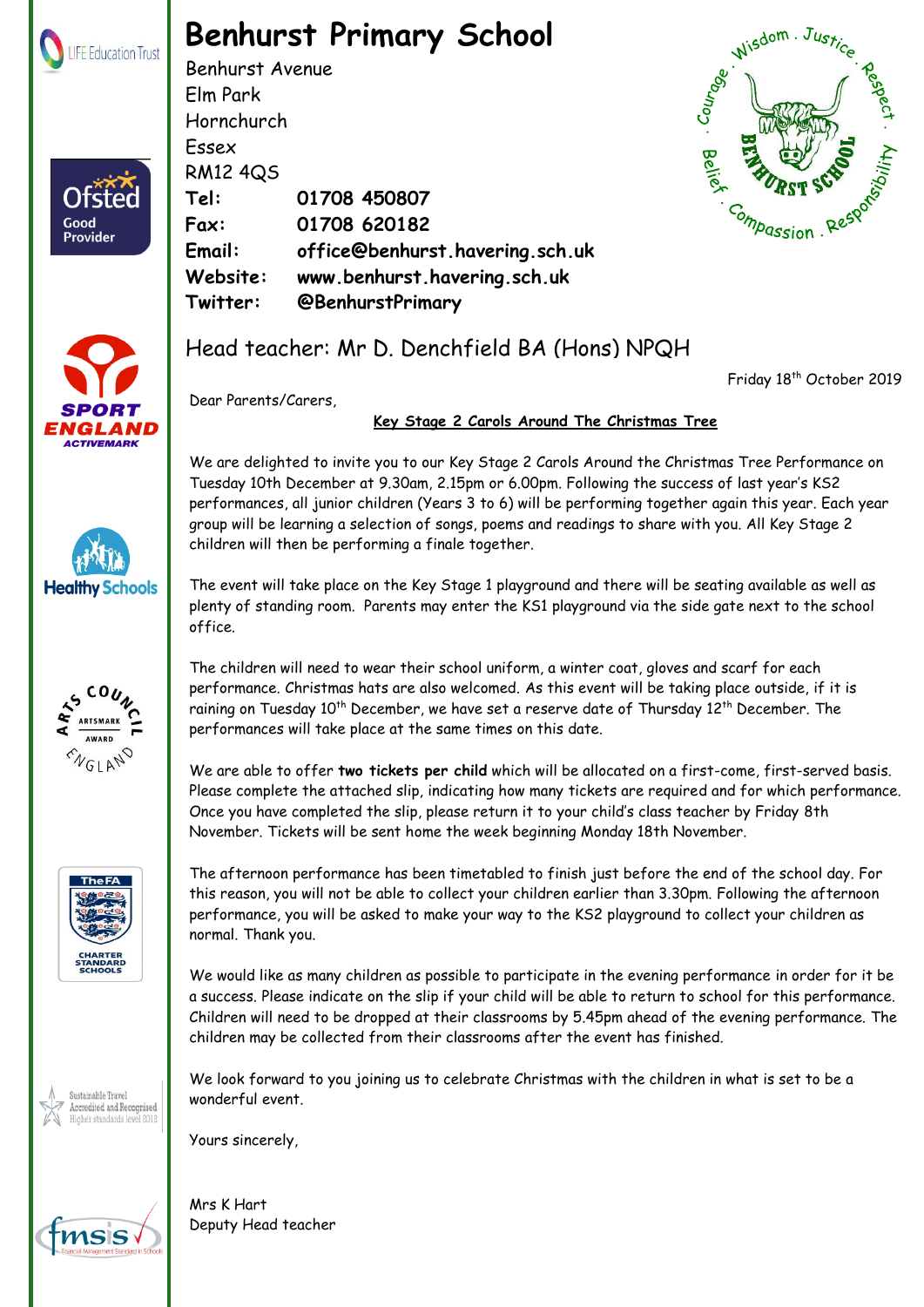# Benhurst Primary School

Benhurst Avenue
Elm Park
Hornchurch
Essex
RM12 4QS

**Tel:** 01708 450807
**Fax:** 01708 620182
**Email:** office@benhurst.havering.sch.uk
**Website:** www.benhurst.havering.sch.uk
**Twitter:** @BenhurstPrimary

Head teacher: Mr D. Denchfield BA (Hons) NPQH

Friday 18th October 2019

Dear Parents/Carers,

**Key Stage 2 Carols Around The Christmas Tree**

We are delighted to invite you to our Key Stage 2 Carols Around the Christmas Tree Performance on Tuesday 10th December at 9.30am, 2.15pm or 6.00pm. Following the success of last year's KS2 performances, all junior children (Years 3 to 6) will be performing together again this year. Each year group will be learning a selection of songs, poems and readings to share with you. All Key Stage 2 children will then be performing a finale together.

The event will take place on the Key Stage 1 playground and there will be seating available as well as plenty of standing room. Parents may enter the KS1 playground via the side gate next to the school office.

The children will need to wear their school uniform, a winter coat, gloves and scarf for each performance. Christmas hats are also welcomed. As this event will be taking place outside, if it is raining on Tuesday 10th December, we have set a reserve date of Thursday 12th December. The performances will take place at the same times on this date.

We are able to offer **two tickets per child** which will be allocated on a first-come, first-served basis. Please complete the attached slip, indicating how many tickets are required and for which performance. Once you have completed the slip, please return it to your child's class teacher by Friday 8th November. Tickets will be sent home the week beginning Monday 18th November.

The afternoon performance has been timetabled to finish just before the end of the school day. For this reason, you will not be able to collect your children earlier than 3.30pm. Following the afternoon performance, you will be asked to make your way to the KS2 playground to collect your children as normal. Thank you.

We would like as many children as possible to participate in the evening performance in order for it be a success. Please indicate on the slip if your child will be able to return to school for this performance. Children will need to be dropped at their classrooms by 5.45pm ahead of the evening performance. The children may be collected from their classrooms after the event has finished.

We look forward to you joining us to celebrate Christmas with the children in what is set to be a wonderful event.

Yours sincerely,

Mrs K Hart
Deputy Head teacher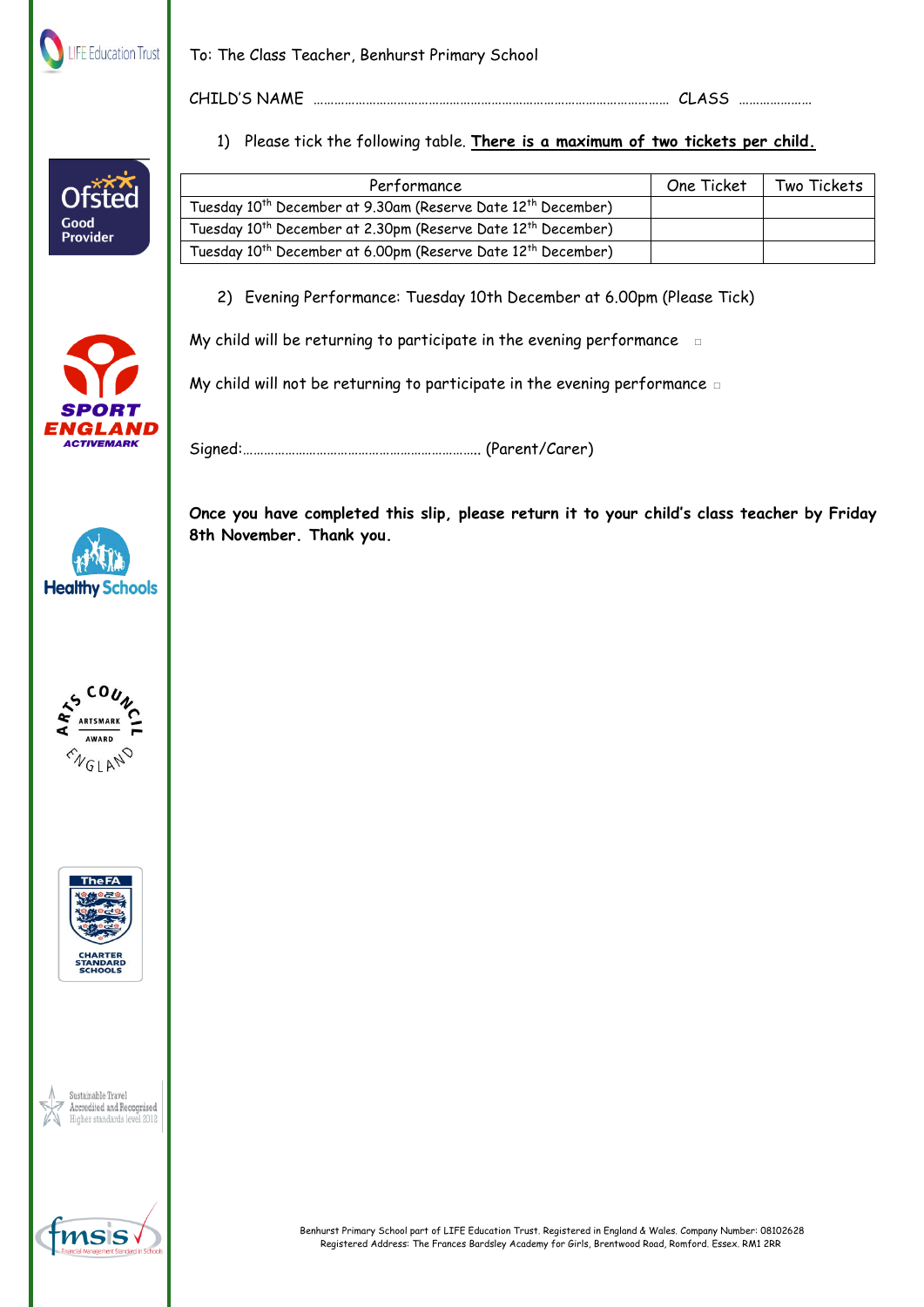To: The Class Teacher, Benhurst Primary School

CHILD'S NAME ……………………………………………………………………………………… CLASS …………………

1) Please tick the following table. **There is a maximum of two tickets per child.**

| Performance | One Ticket | Two Tickets |
|---|---|---|
| Tuesday 10th December at 9.30am (Reserve Date 12th December) | | |
| Tuesday 10th December at 2.30pm (Reserve Date 12th December) | | |
| Tuesday 10th December at 6.00pm (Reserve Date 12th December) | | |

2) Evening Performance: Tuesday 10th December at 6.00pm (Please Tick)

My child will be returning to participate in the evening performance ☐

My child will not be returning to participate in the evening performance ☐

Signed:…………………………………………………………. (Parent/Carer)

**Once you have completed this slip, please return it to your child's class teacher by Friday 8th November. Thank you.**

Benhurst Primary School part of LIFE Education Trust. Registered in England & Wales. Company Number: 08102628
Registered Address: The Frances Bardsley Academy for Girls, Brentwood Road, Romford. Essex. RM1 2RR